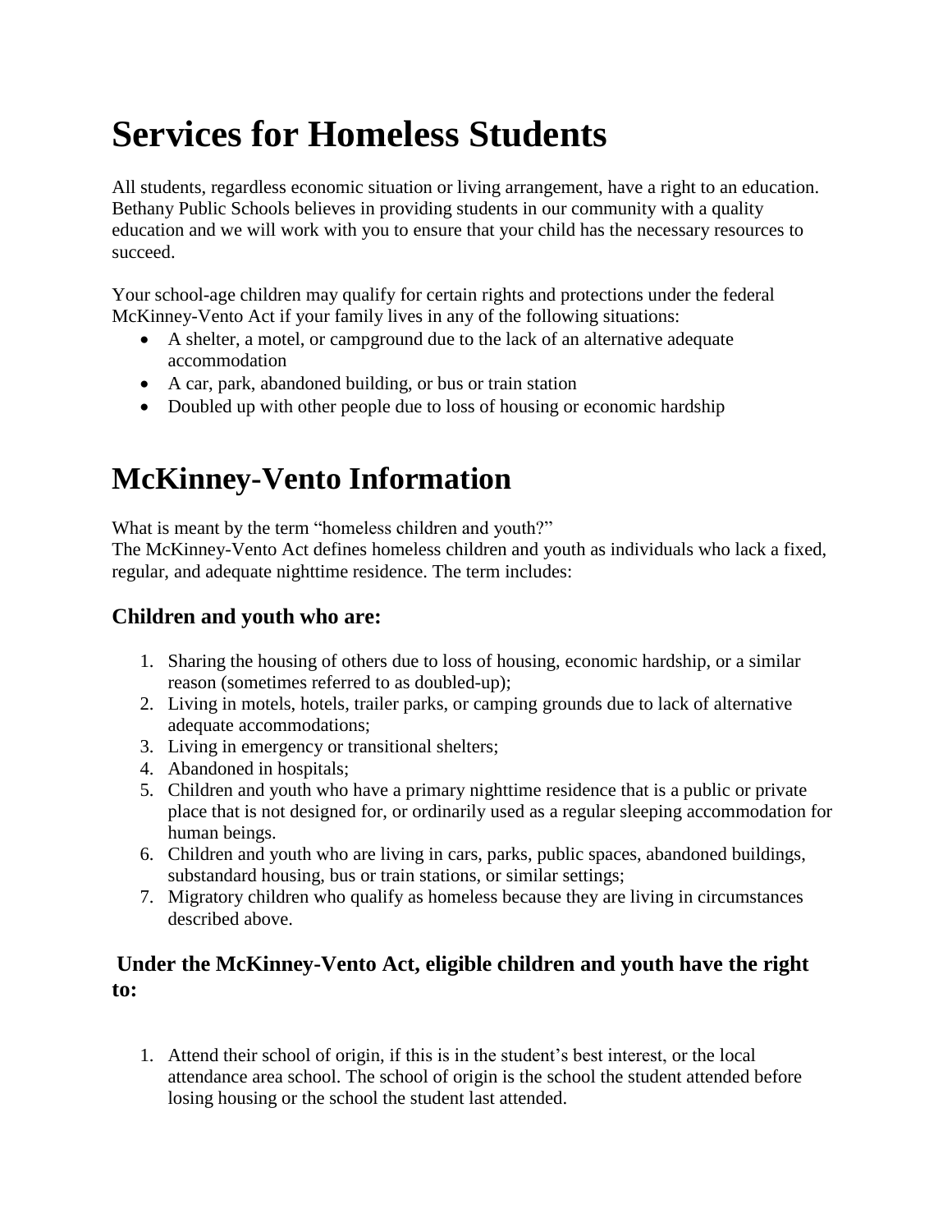# Services for Homeless Students

All students, regardless economic situation or living arrangement, have a right to an education. Bethany Public Schools believes in providing students in our community with a quality education and we will work with you to ensure that your child has the necessary resources to succeed.

Your school-age children may qualify for certain rights and protections under the federal McKinney-Vento Act if your family lives in any of the following situations:

- A shelter, a motel, or campground due to the lack of an alternative adequate accommodation
- A car, park, abandoned building, or bus or train station
- Doubled up with other people due to loss of housing or economic hardship

# McKinney-Vento Information

What is meant by the term "homeless children and youth?"
The McKinney-Vento Act defines homeless children and youth as individuals who lack a fixed, regular, and adequate nighttime residence. The term includes:

### Children and youth who are:

1. Sharing the housing of others due to loss of housing, economic hardship, or a similar reason (sometimes referred to as doubled-up);
2. Living in motels, hotels, trailer parks, or camping grounds due to lack of alternative adequate accommodations;
3. Living in emergency or transitional shelters;
4. Abandoned in hospitals;
5. Children and youth who have a primary nighttime residence that is a public or private place that is not designed for, or ordinarily used as a regular sleeping accommodation for human beings.
6. Children and youth who are living in cars, parks, public spaces, abandoned buildings, substandard housing, bus or train stations, or similar settings;
7. Migratory children who qualify as homeless because they are living in circumstances described above.

### Under the McKinney-Vento Act, eligible children and youth have the right to:

1. Attend their school of origin, if this is in the student's best interest, or the local attendance area school. The school of origin is the school the student attended before losing housing or the school the student last attended.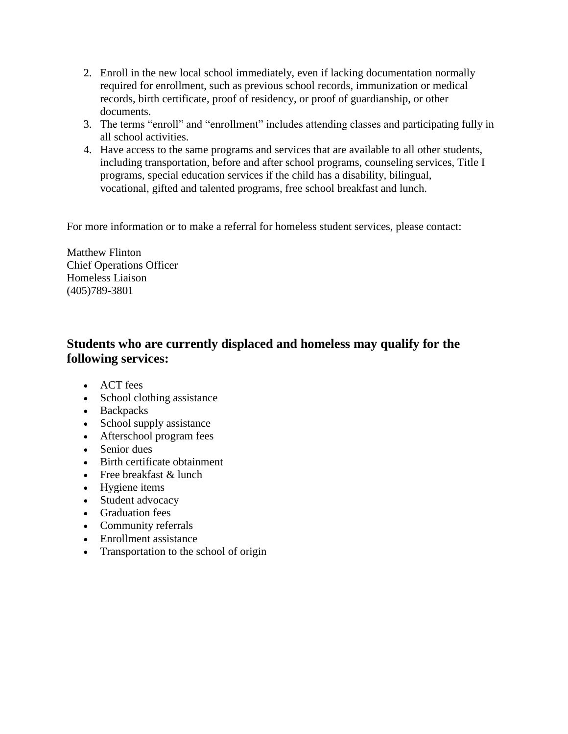2. Enroll in the new local school immediately, even if lacking documentation normally required for enrollment, such as previous school records, immunization or medical records, birth certificate, proof of residency, or proof of guardianship, or other documents.
3. The terms “enroll” and “enrollment” includes attending classes and participating fully in all school activities.
4. Have access to the same programs and services that are available to all other students, including transportation, before and after school programs, counseling services, Title I programs, special education services if the child has a disability, bilingual, vocational, gifted and talented programs, free school breakfast and lunch.

For more information or to make a referral for homeless student services, please contact:

Matthew Flinton
Chief Operations Officer
Homeless Liaison
(405)789-3801

## Students who are currently displaced and homeless may qualify for the following services:

- ACT fees
- School clothing assistance
- Backpacks
- School supply assistance
- Afterschool program fees
- Senior dues
- Birth certificate obtainment
- Free breakfast & lunch
- Hygiene items
- Student advocacy
- Graduation fees
- Community referrals
- Enrollment assistance
- Transportation to the school of origin